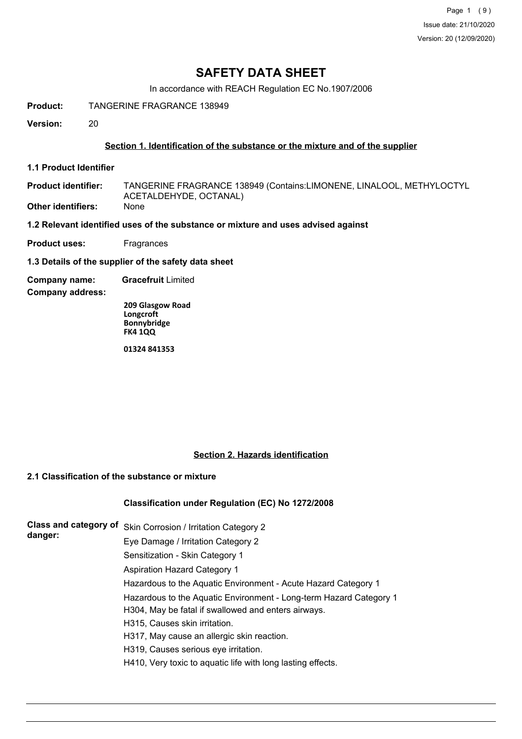# SAFETY DATA SHEET

In accordance with REACH Regulation EC No.1907/2006

**Product:** TANGERINE FRAGRANCE 138949

**Version:** 20

## Section 1. Identification of the substance or the mixture and of the supplier

### 1.1 Product Identifier

**Product identifier:** TANGERINE FRAGRANCE 138949 (Contains:LIMONENE, LINALOOL, METHYLOCTYL ACETALDEHYDE, OCTANAL)

**Other identifiers:** None

### 1.2 Relevant identified uses of the substance or mixture and uses advised against

**Product uses:** Fragrances

### 1.3 Details of the supplier of the safety data sheet

**Company name:** **Gracefruit** Limited

**Company address:**

**209 Glasgow Road**
**Longcroft**
**Bonnybridge**
**FK4 1QQ**

**01324 841353**

## Section 2. Hazards identification

### 2.1 Classification of the substance or mixture

**Classification under Regulation (EC) No 1272/2008**

**Class and category of danger:**

Skin Corrosion / Irritation Category 2
Eye Damage / Irritation Category 2
Sensitization - Skin Category 1
Aspiration Hazard Category 1
Hazardous to the Aquatic Environment - Acute Hazard Category 1
Hazardous to the Aquatic Environment - Long-term Hazard Category 1

H304, May be fatal if swallowed and enters airways.
H315, Causes skin irritation.
H317, May cause an allergic skin reaction.
H319, Causes serious eye irritation.
H410, Very toxic to aquatic life with long lasting effects.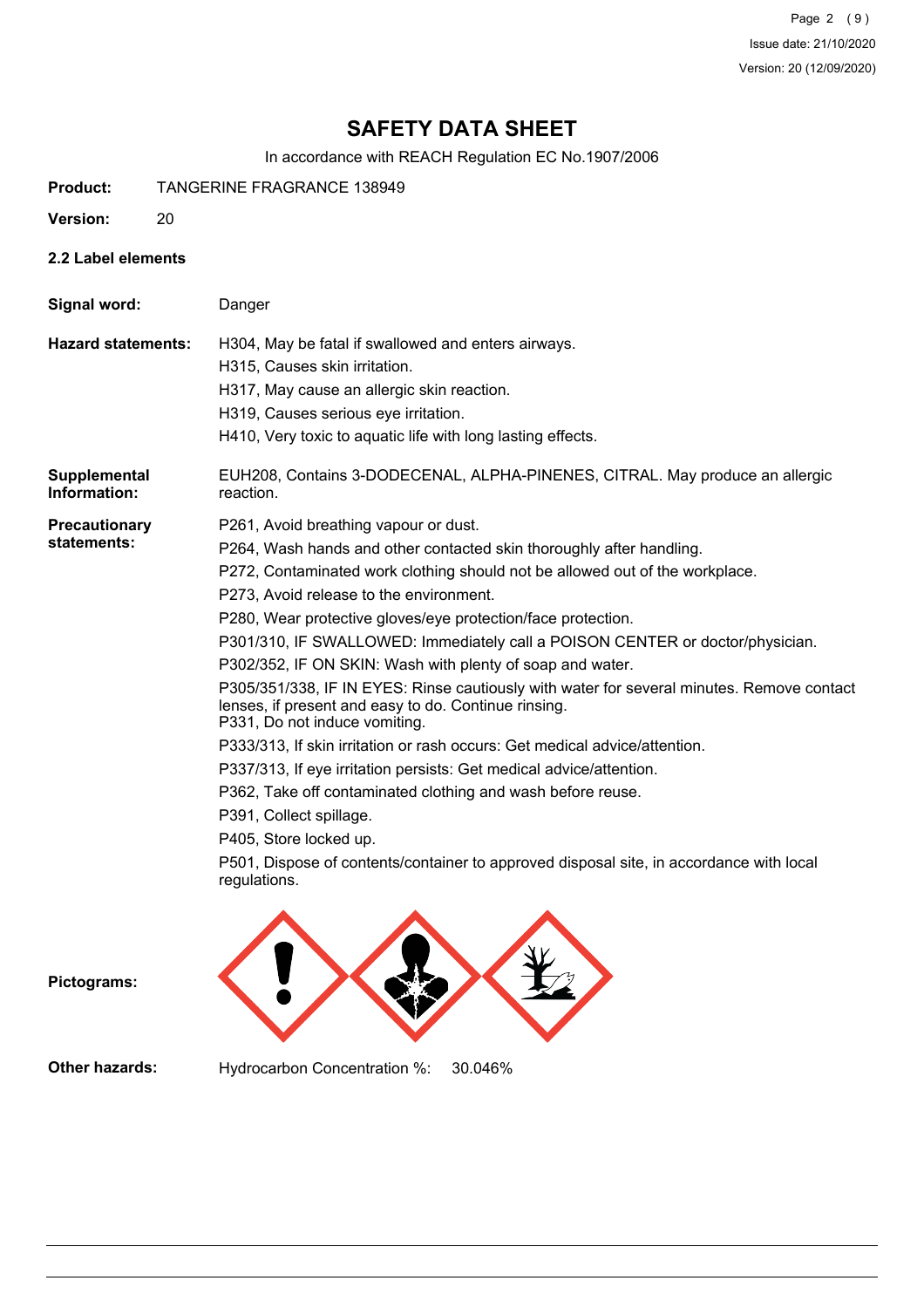# SAFETY DATA SHEET

In accordance with REACH Regulation EC No.1907/2006

**Product:** TANGERINE FRAGRANCE 138949

**Version:** 20

### 2.2 Label elements

**Signal word:** Danger

**Hazard statements:**

H304, May be fatal if swallowed and enters airways.
H315, Causes skin irritation.
H317, May cause an allergic skin reaction.
H319, Causes serious eye irritation.
H410, Very toxic to aquatic life with long lasting effects.

**Supplemental Information:** EUH208, Contains 3-DODECENAL, ALPHA-PINENES, CITRAL. May produce an allergic reaction.

**Precautionary statements:**

P261, Avoid breathing vapour or dust.
P264, Wash hands and other contacted skin thoroughly after handling.
P272, Contaminated work clothing should not be allowed out of the workplace.
P273, Avoid release to the environment.
P280, Wear protective gloves/eye protection/face protection.
P301/310, IF SWALLOWED: Immediately call a POISON CENTER or doctor/physician.
P302/352, IF ON SKIN: Wash with plenty of soap and water.
P305/351/338, IF IN EYES: Rinse cautiously with water for several minutes. Remove contact lenses, if present and easy to do. Continue rinsing.
P331, Do not induce vomiting.
P333/313, If skin irritation or rash occurs: Get medical advice/attention.
P337/313, If eye irritation persists: Get medical advice/attention.
P362, Take off contaminated clothing and wash before reuse.
P391, Collect spillage.
P405, Store locked up.
P501, Dispose of contents/container to approved disposal site, in accordance with local regulations.

**Pictograms:**

**Other hazards:** Hydrocarbon Concentration %: 30.046%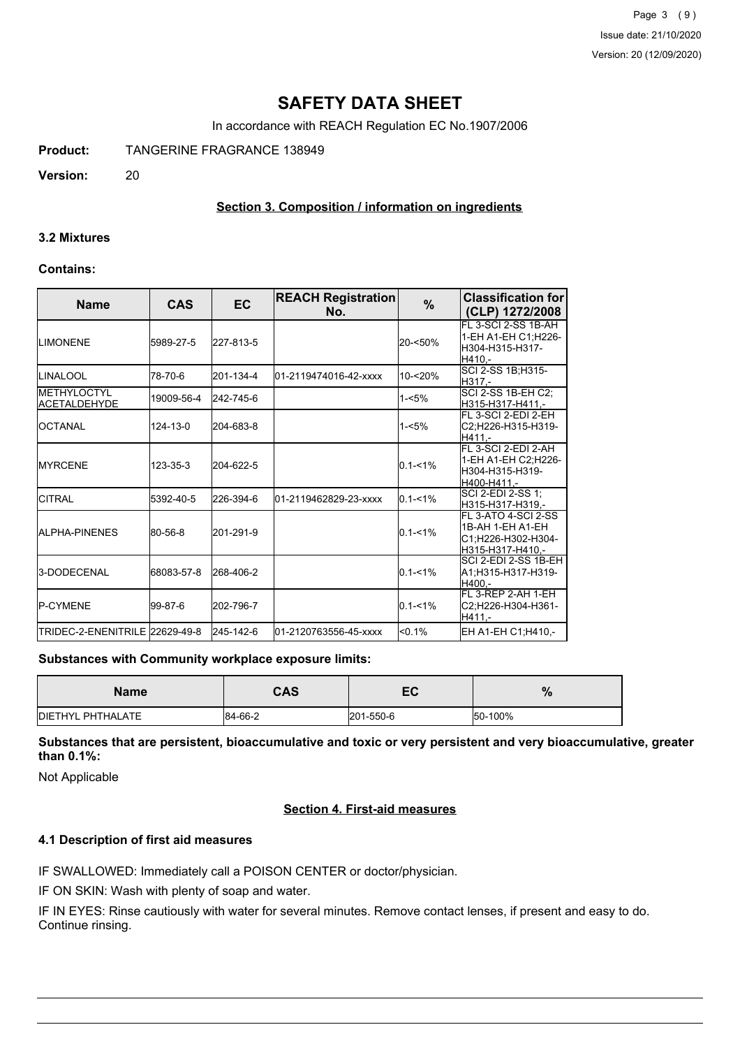# SAFETY DATA SHEET

In accordance with REACH Regulation EC No.1907/2006

**Product:** TANGERINE FRAGRANCE 138949

**Version:** 20

## Section 3. Composition / information on ingredients

### 3.2 Mixtures

**Contains:**

| Name | CAS | EC | REACH Registration No. | % | Classification for (CLP) 1272/2008 |
|---|---|---|---|---|---|
| LIMONENE | 5989-27-5 | 227-813-5 | | 20-<50% | FL 3-SCI 2-SS 1B-AH 1-EH A1-EH C1;H226-H304-H315-H317-H410,- |
| LINALOOL | 78-70-6 | 201-134-4 | 01-2119474016-42-xxxx | 10-<20% | SCI 2-SS 1B;H315-H317,- |
| METHYLOCTYL ACETALDEHYDE | 19009-56-4 | 242-745-6 | | 1-<5% | SCI 2-SS 1B-EH C2;H315-H317-H411,- |
| OCTANAL | 124-13-0 | 204-683-8 | | 1-<5% | FL 3-SCI 2-EDI 2-EH C2;H226-H315-H319-H411,- |
| MYRCENE | 123-35-3 | 204-622-5 | | 0.1-<1% | FL 3-SCI 2-EDI 2-AH 1-EH A1-EH C2;H226-H304-H315-H319-H400-H411,- |
| CITRAL | 5392-40-5 | 226-394-6 | 01-2119462829-23-xxxx | 0.1-<1% | SCI 2-EDI 2-SS 1;H315-H317-H319,- |
| ALPHA-PINENES | 80-56-8 | 201-291-9 | | 0.1-<1% | FL 3-ATO 4-SCI 2-SS 1B-AH 1-EH A1-EH C1;H226-H302-H304-H315-H317-H410,- |
| 3-DODECENAL | 68083-57-8 | 268-406-2 | | 0.1-<1% | SCI 2-EDI 2-SS 1B-EH A1;H315-H317-H319-H400,- |
| P-CYMENE | 99-87-6 | 202-796-7 | | 0.1-<1% | FL 3-REP 2-AH 1-EH C2;H226-H304-H361-H411,- |
| TRIDEC-2-ENENITRILE | 22629-49-8 | 245-142-6 | 01-2120763556-45-xxxx | <0.1% | EH A1-EH C1;H410,- |

**Substances with Community workplace exposure limits:**

| Name | CAS | EC | % |
|---|---|---|---|
| DIETHYL PHTHALATE | 84-66-2 | 201-550-6 | 50-100% |

**Substances that are persistent, bioaccumulative and toxic or very persistent and very bioaccumulative, greater than 0.1%:**

Not Applicable

## Section 4. First-aid measures

### 4.1 Description of first aid measures

IF SWALLOWED: Immediately call a POISON CENTER or doctor/physician.

IF ON SKIN: Wash with plenty of soap and water.

IF IN EYES: Rinse cautiously with water for several minutes. Remove contact lenses, if present and easy to do. Continue rinsing.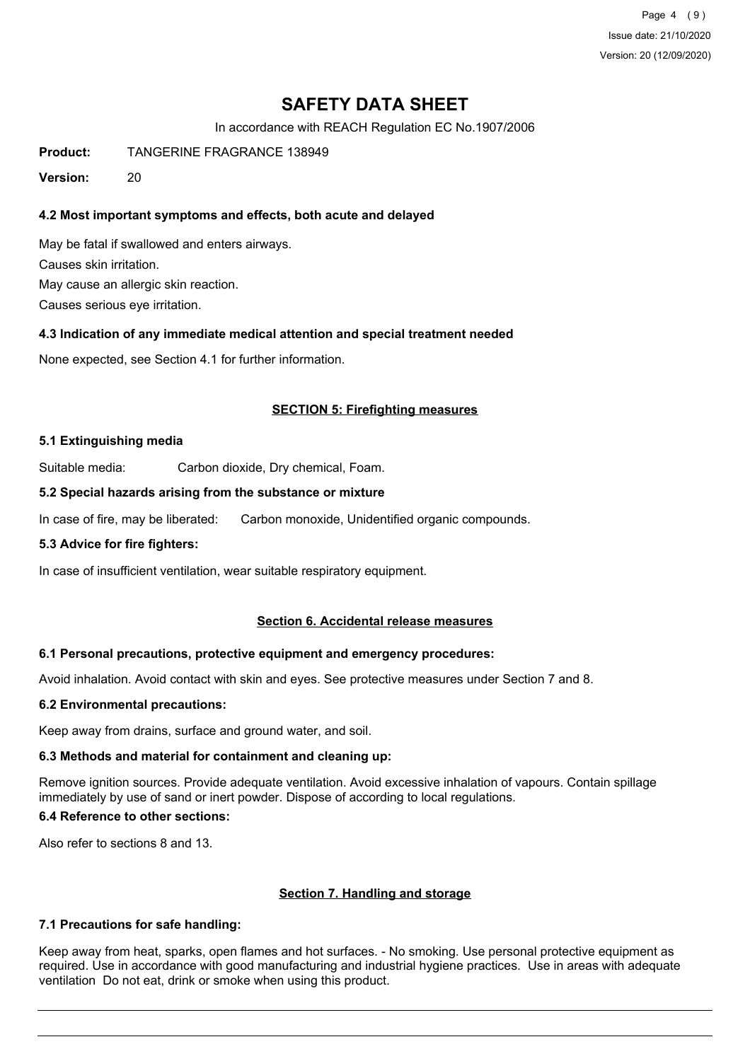# SAFETY DATA SHEET

In accordance with REACH Regulation EC No.1907/2006

**Product:** TANGERINE FRAGRANCE 138949

**Version:** 20

### 4.2 Most important symptoms and effects, both acute and delayed

May be fatal if swallowed and enters airways.

Causes skin irritation.

May cause an allergic skin reaction.

Causes serious eye irritation.

### 4.3 Indication of any immediate medical attention and special treatment needed

None expected, see Section 4.1 for further information.

## SECTION 5: Firefighting measures

### 5.1 Extinguishing media

Suitable media: Carbon dioxide, Dry chemical, Foam.

### 5.2 Special hazards arising from the substance or mixture

In case of fire, may be liberated: Carbon monoxide, Unidentified organic compounds.

### 5.3 Advice for fire fighters:

In case of insufficient ventilation, wear suitable respiratory equipment.

## Section 6. Accidental release measures

### 6.1 Personal precautions, protective equipment and emergency procedures:

Avoid inhalation. Avoid contact with skin and eyes. See protective measures under Section 7 and 8.

### 6.2 Environmental precautions:

Keep away from drains, surface and ground water, and soil.

### 6.3 Methods and material for containment and cleaning up:

Remove ignition sources. Provide adequate ventilation. Avoid excessive inhalation of vapours. Contain spillage immediately by use of sand or inert powder. Dispose of according to local regulations.

### 6.4 Reference to other sections:

Also refer to sections 8 and 13.

## Section 7. Handling and storage

### 7.1 Precautions for safe handling:

Keep away from heat, sparks, open flames and hot surfaces. - No smoking. Use personal protective equipment as required. Use in accordance with good manufacturing and industrial hygiene practices. Use in areas with adequate ventilation Do not eat, drink or smoke when using this product.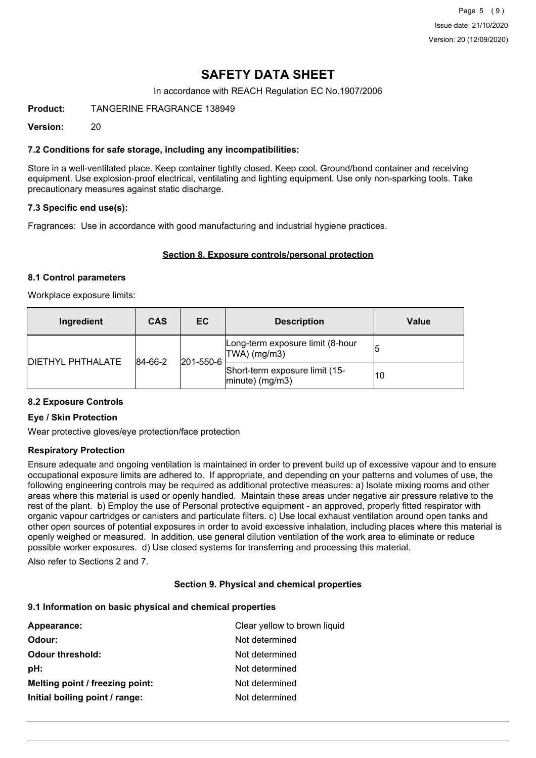# SAFETY DATA SHEET

In accordance with REACH Regulation EC No.1907/2006

**Product:** TANGERINE FRAGRANCE 138949

**Version:** 20

### 7.2 Conditions for safe storage, including any incompatibilities:

Store in a well-ventilated place. Keep container tightly closed. Keep cool. Ground/bond container and receiving equipment. Use explosion-proof electrical, ventilating and lighting equipment. Use only non-sparking tools. Take precautionary measures against static discharge.

### 7.3 Specific end use(s):

Fragrances: Use in accordance with good manufacturing and industrial hygiene practices.

## Section 8. Exposure controls/personal protection

### 8.1 Control parameters

Workplace exposure limits:

| Ingredient | CAS | EC | Description | Value |
|---|---|---|---|---|
| DIETHYL PHTHALATE | 84-66-2 | 201-550-6 | Long-term exposure limit (8-hour TWA) (mg/m3) | 5 |
| | | | Short-term exposure limit (15-minute) (mg/m3) | 10 |

### 8.2 Exposure Controls

#### Eye / Skin Protection

Wear protective gloves/eye protection/face protection

#### Respiratory Protection

Ensure adequate and ongoing ventilation is maintained in order to prevent build up of excessive vapour and to ensure occupational exposure limits are adhered to. If appropriate, and depending on your patterns and volumes of use, the following engineering controls may be required as additional protective measures: a) Isolate mixing rooms and other areas where this material is used or openly handled. Maintain these areas under negative air pressure relative to the rest of the plant. b) Employ the use of Personal protective equipment - an approved, properly fitted respirator with organic vapour cartridges or canisters and particulate filters. c) Use local exhaust ventilation around open tanks and other open sources of potential exposures in order to avoid excessive inhalation, including places where this material is openly weighed or measured. In addition, use general dilution ventilation of the work area to eliminate or reduce possible worker exposures. d) Use closed systems for transferring and processing this material.

Also refer to Sections 2 and 7.

## Section 9. Physical and chemical properties

### 9.1 Information on basic physical and chemical properties

**Appearance:** Clear yellow to brown liquid

**Odour:** Not determined

**Odour threshold:** Not determined

**pH:** Not determined

**Melting point / freezing point:** Not determined

**Initial boiling point / range:** Not determined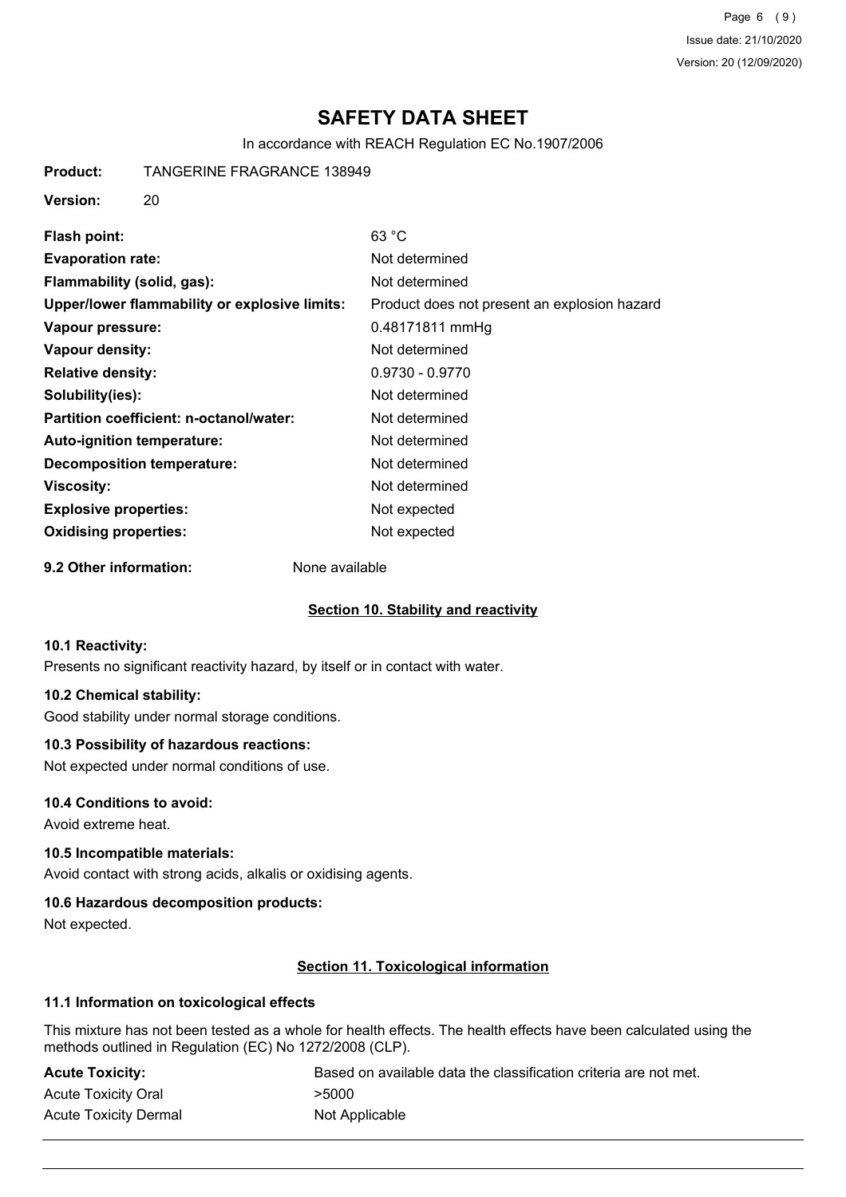# SAFETY DATA SHEET

In accordance with REACH Regulation EC No.1907/2006

**Product:** TANGERINE FRAGRANCE 138949

**Version:** 20

| | |
|---|---|
| **Flash point:** | 63 °C |
| **Evaporation rate:** | Not determined |
| **Flammability (solid, gas):** | Not determined |
| **Upper/lower flammability or explosive limits:** | Product does not present an explosion hazard |
| **Vapour pressure:** | 0.48171811 mmHg |
| **Vapour density:** | Not determined |
| **Relative density:** | 0.9730 - 0.9770 |
| **Solubility(ies):** | Not determined |
| **Partition coefficient: n-octanol/water:** | Not determined |
| **Auto-ignition temperature:** | Not determined |
| **Decomposition temperature:** | Not determined |
| **Viscosity:** | Not determined |
| **Explosive properties:** | Not expected |
| **Oxidising properties:** | Not expected |

**9.2 Other information:** None available

## Section 10. Stability and reactivity

### 10.1 Reactivity:

Presents no significant reactivity hazard, by itself or in contact with water.

### 10.2 Chemical stability:

Good stability under normal storage conditions.

### 10.3 Possibility of hazardous reactions:

Not expected under normal conditions of use.

### 10.4 Conditions to avoid:

Avoid extreme heat.

### 10.5 Incompatible materials:

Avoid contact with strong acids, alkalis or oxidising agents.

### 10.6 Hazardous decomposition products:

Not expected.

## Section 11. Toxicological information

### 11.1 Information on toxicological effects

This mixture has not been tested as a whole for health effects. The health effects have been calculated using the methods outlined in Regulation (EC) No 1272/2008 (CLP).

| | |
|---|---|
| **Acute Toxicity:** | Based on available data the classification criteria are not met. |
| Acute Toxicity Oral | >5000 |
| Acute Toxicity Dermal | Not Applicable |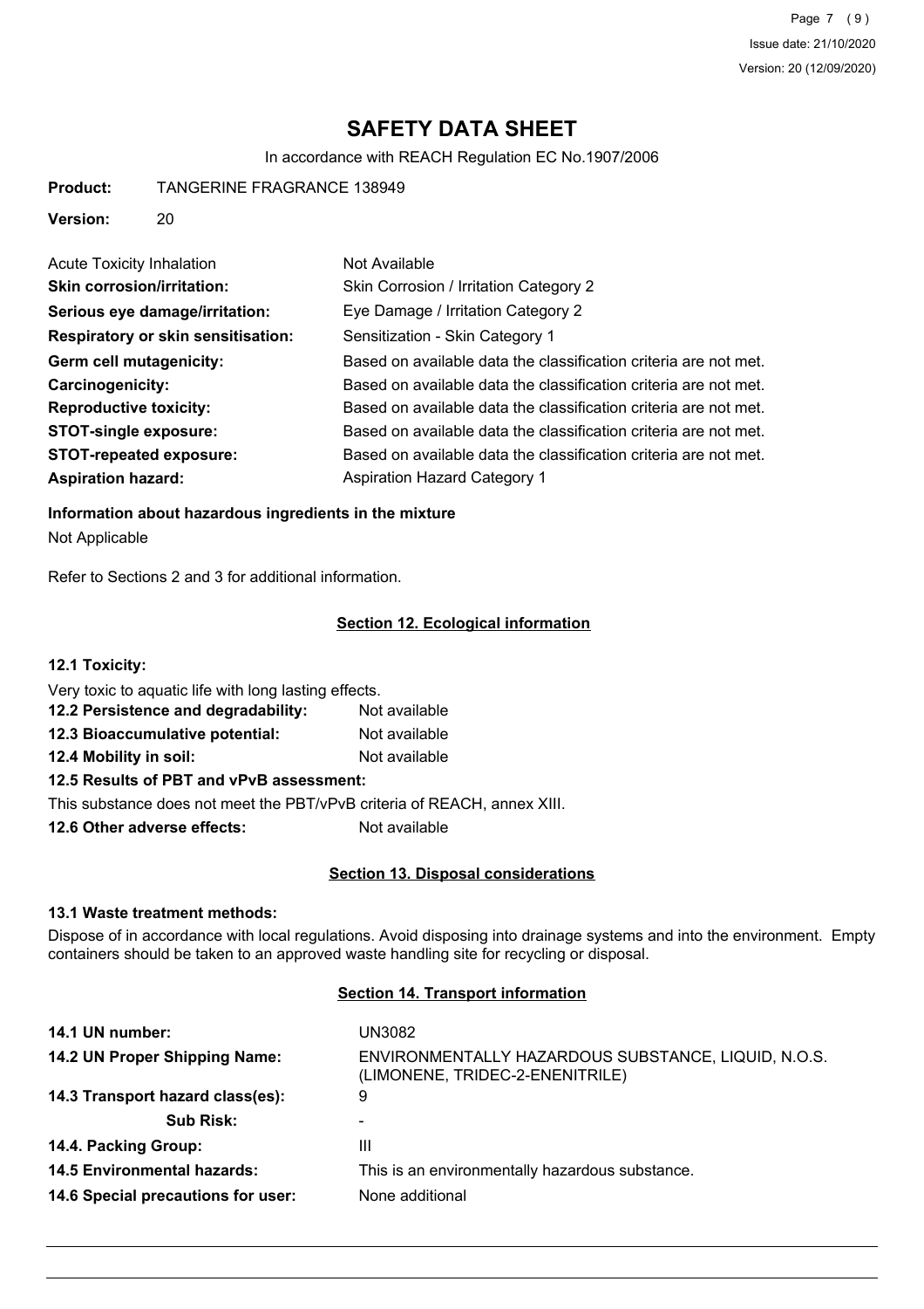# SAFETY DATA SHEET

In accordance with REACH Regulation EC No.1907/2006

**Product:** TANGERINE FRAGRANCE 138949

**Version:** 20

| | |
|---|---|
| Acute Toxicity Inhalation | Not Available |
| **Skin corrosion/irritation:** | Skin Corrosion / Irritation Category 2 |
| **Serious eye damage/irritation:** | Eye Damage / Irritation Category 2 |
| **Respiratory or skin sensitisation:** | Sensitization - Skin Category 1 |
| **Germ cell mutagenicity:** | Based on available data the classification criteria are not met. |
| **Carcinogenicity:** | Based on available data the classification criteria are not met. |
| **Reproductive toxicity:** | Based on available data the classification criteria are not met. |
| **STOT-single exposure:** | Based on available data the classification criteria are not met. |
| **STOT-repeated exposure:** | Based on available data the classification criteria are not met. |
| **Aspiration hazard:** | Aspiration Hazard Category 1 |

**Information about hazardous ingredients in the mixture**

Not Applicable

Refer to Sections 2 and 3 for additional information.

## Section 12. Ecological information

**12.1 Toxicity:**

Very toxic to aquatic life with long lasting effects.

| | |
|---|---|
| **12.2 Persistence and degradability:** | Not available |
| **12.3 Bioaccumulative potential:** | Not available |
| **12.4 Mobility in soil:** | Not available |

**12.5 Results of PBT and vPvB assessment:**

This substance does not meet the PBT/vPvB criteria of REACH, annex XIII.

**12.6 Other adverse effects:** Not available

## Section 13. Disposal considerations

**13.1 Waste treatment methods:**

Dispose of in accordance with local regulations. Avoid disposing into drainage systems and into the environment. Empty containers should be taken to an approved waste handling site for recycling or disposal.

## Section 14. Transport information

| | |
|---|---|
| **14.1 UN number:** | UN3082 |
| **14.2 UN Proper Shipping Name:** | ENVIRONMENTALLY HAZARDOUS SUBSTANCE, LIQUID, N.O.S. (LIMONENE, TRIDEC-2-ENENITRILE) |
| **14.3 Transport hazard class(es):** | 9 |
| **Sub Risk:** | - |
| **14.4. Packing Group:** | III |
| **14.5 Environmental hazards:** | This is an environmentally hazardous substance. |
| **14.6 Special precautions for user:** | None additional |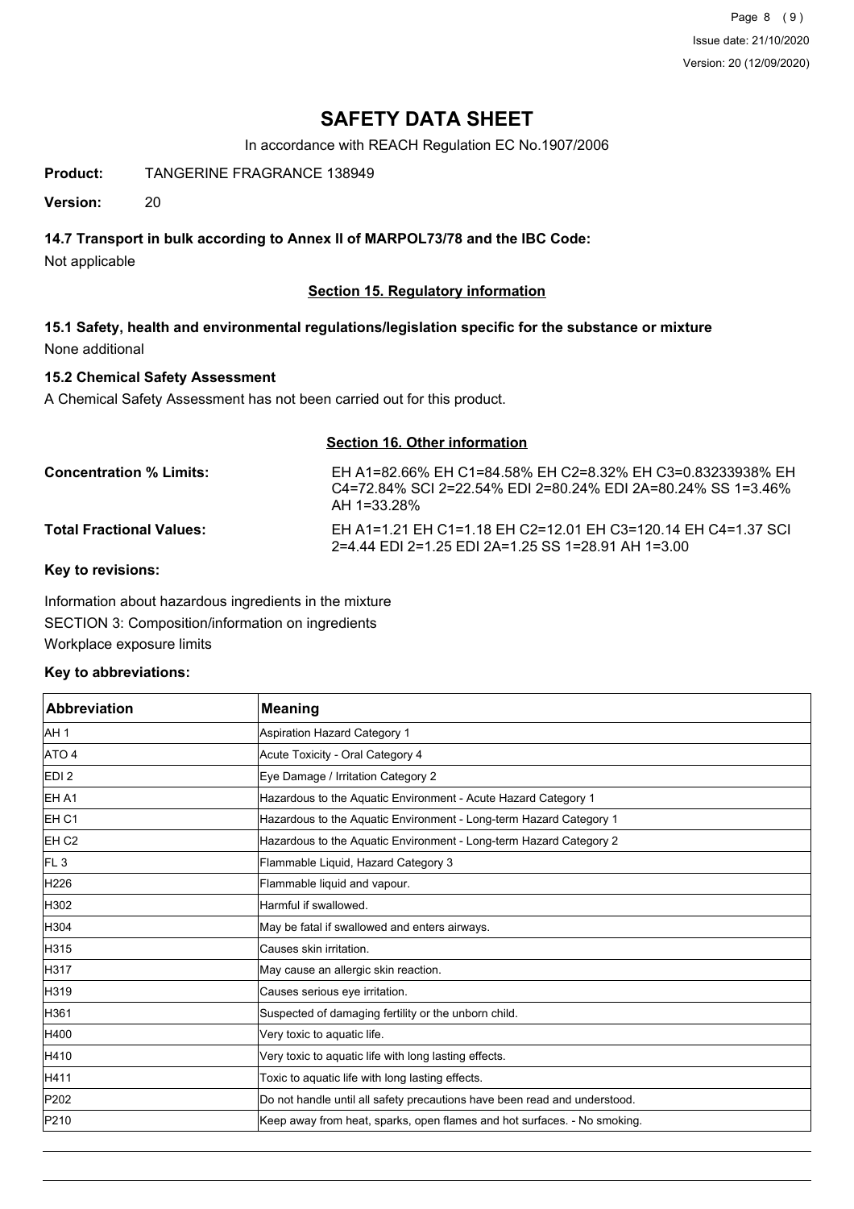# SAFETY DATA SHEET

In accordance with REACH Regulation EC No.1907/2006

**Product:** TANGERINE FRAGRANCE 138949

**Version:** 20

### 14.7 Transport in bulk according to Annex II of MARPOL73/78 and the IBC Code:

Not applicable

## Section 15. Regulatory information

### 15.1 Safety, health and environmental regulations/legislation specific for the substance or mixture

None additional

### 15.2 Chemical Safety Assessment

A Chemical Safety Assessment has not been carried out for this product.

## Section 16. Other information

**Concentration % Limits:** EH A1=82.66% EH C1=84.58% EH C2=8.32% EH C3=0.83233938% EH C4=72.84% SCI 2=22.54% EDI 2=80.24% EDI 2A=80.24% SS 1=3.46% AH 1=33.28%

**Total Fractional Values:** EH A1=1.21 EH C1=1.18 EH C2=12.01 EH C3=120.14 EH C4=1.37 SCI 2=4.44 EDI 2=1.25 EDI 2A=1.25 SS 1=28.91 AH 1=3.00

**Key to revisions:**

Information about hazardous ingredients in the mixture

SECTION 3: Composition/information on ingredients

Workplace exposure limits

**Key to abbreviations:**

| Abbreviation | Meaning |
|---|---|
| AH 1 | Aspiration Hazard Category 1 |
| ATO 4 | Acute Toxicity - Oral Category 4 |
| EDI 2 | Eye Damage / Irritation Category 2 |
| EH A1 | Hazardous to the Aquatic Environment - Acute Hazard Category 1 |
| EH C1 | Hazardous to the Aquatic Environment - Long-term Hazard Category 1 |
| EH C2 | Hazardous to the Aquatic Environment - Long-term Hazard Category 2 |
| FL 3 | Flammable Liquid, Hazard Category 3 |
| H226 | Flammable liquid and vapour. |
| H302 | Harmful if swallowed. |
| H304 | May be fatal if swallowed and enters airways. |
| H315 | Causes skin irritation. |
| H317 | May cause an allergic skin reaction. |
| H319 | Causes serious eye irritation. |
| H361 | Suspected of damaging fertility or the unborn child. |
| H400 | Very toxic to aquatic life. |
| H410 | Very toxic to aquatic life with long lasting effects. |
| H411 | Toxic to aquatic life with long lasting effects. |
| P202 | Do not handle until all safety precautions have been read and understood. |
| P210 | Keep away from heat, sparks, open flames and hot surfaces. - No smoking. |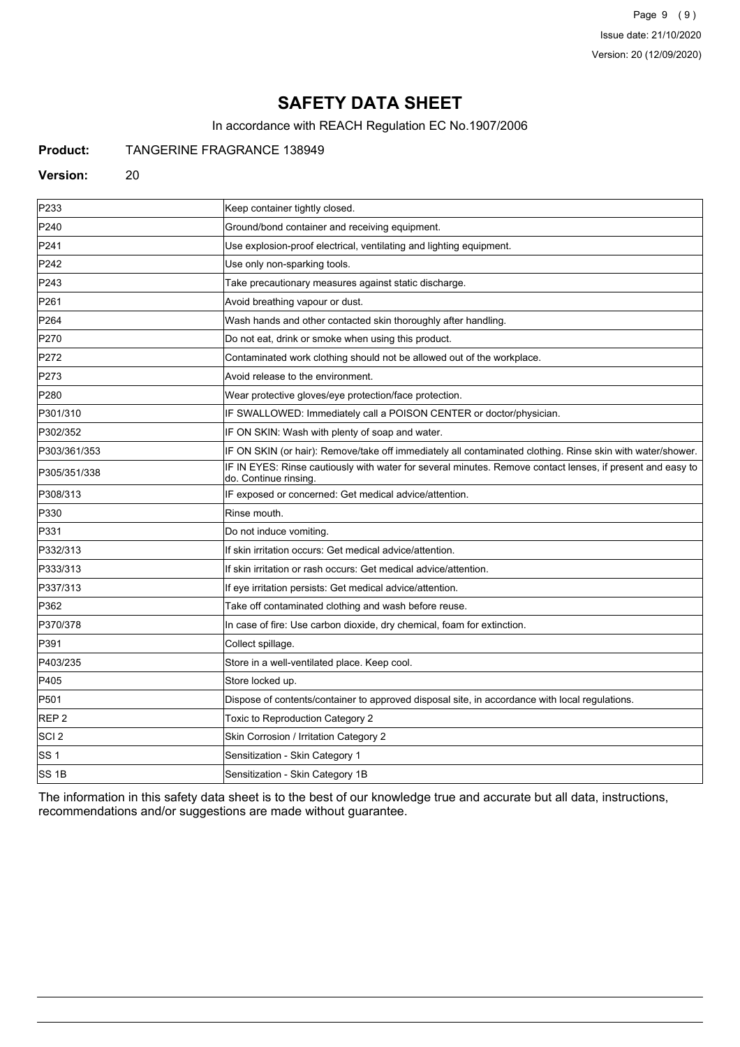# SAFETY DATA SHEET

In accordance with REACH Regulation EC No.1907/2006

**Product:** TANGERINE FRAGRANCE 138949

**Version:** 20

| | |
|---|---|
| P233 | Keep container tightly closed. |
| P240 | Ground/bond container and receiving equipment. |
| P241 | Use explosion-proof electrical, ventilating and lighting equipment. |
| P242 | Use only non-sparking tools. |
| P243 | Take precautionary measures against static discharge. |
| P261 | Avoid breathing vapour or dust. |
| P264 | Wash hands and other contacted skin thoroughly after handling. |
| P270 | Do not eat, drink or smoke when using this product. |
| P272 | Contaminated work clothing should not be allowed out of the workplace. |
| P273 | Avoid release to the environment. |
| P280 | Wear protective gloves/eye protection/face protection. |
| P301/310 | IF SWALLOWED: Immediately call a POISON CENTER or doctor/physician. |
| P302/352 | IF ON SKIN: Wash with plenty of soap and water. |
| P303/361/353 | IF ON SKIN (or hair): Remove/take off immediately all contaminated clothing. Rinse skin with water/shower. |
| P305/351/338 | IF IN EYES: Rinse cautiously with water for several minutes. Remove contact lenses, if present and easy to do. Continue rinsing. |
| P308/313 | IF exposed or concerned: Get medical advice/attention. |
| P330 | Rinse mouth. |
| P331 | Do not induce vomiting. |
| P332/313 | If skin irritation occurs: Get medical advice/attention. |
| P333/313 | If skin irritation or rash occurs: Get medical advice/attention. |
| P337/313 | If eye irritation persists: Get medical advice/attention. |
| P362 | Take off contaminated clothing and wash before reuse. |
| P370/378 | In case of fire: Use carbon dioxide, dry chemical, foam for extinction. |
| P391 | Collect spillage. |
| P403/235 | Store in a well-ventilated place. Keep cool. |
| P405 | Store locked up. |
| P501 | Dispose of contents/container to approved disposal site, in accordance with local regulations. |
| REP 2 | Toxic to Reproduction Category 2 |
| SCI 2 | Skin Corrosion / Irritation Category 2 |
| SS 1 | Sensitization - Skin Category 1 |
| SS 1B | Sensitization - Skin Category 1B |

The information in this safety data sheet is to the best of our knowledge true and accurate but all data, instructions, recommendations and/or suggestions are made without guarantee.